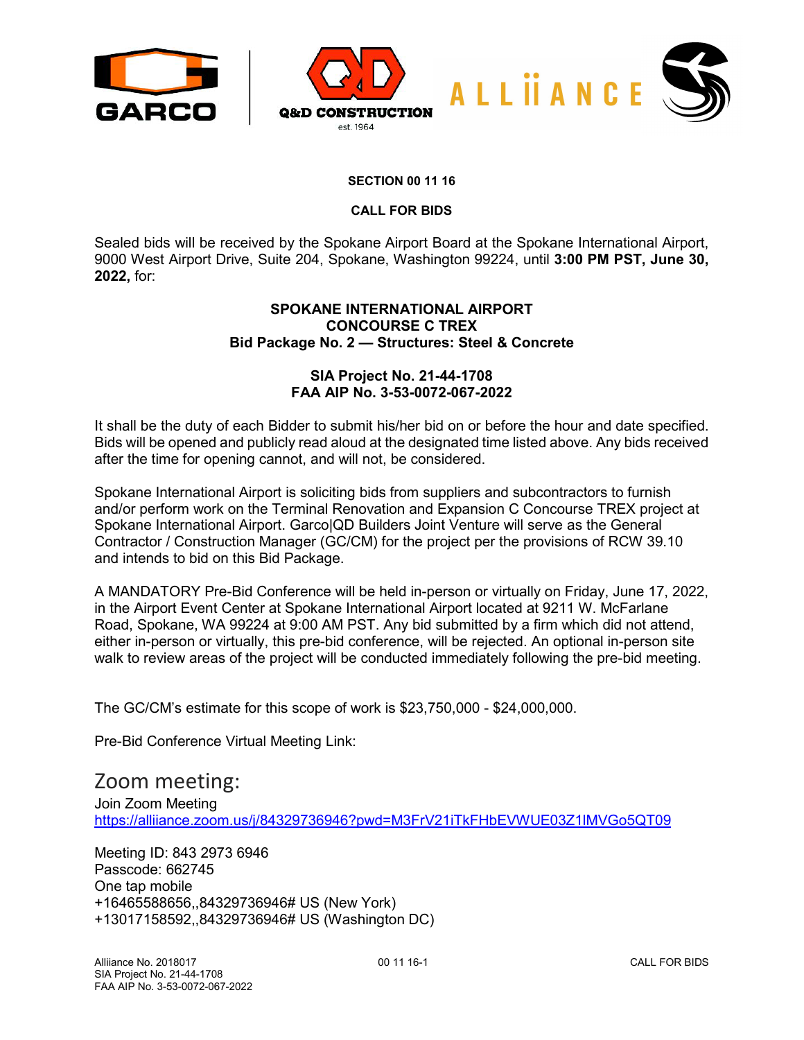## SECTION 00 11 16

## CALL FOR BIDS

Sealed bids will be received by the Spokane Airport Board at the Spokane International Airport, 9000 West Airport Drive, Suite 204, Spokane, Washington 99224, until **3:00 PM PST, June 30, 2022,** for:

**SPOKANE INTERNATIONAL AIRPORT**
**CONCOURSE C TREX**
**Bid Package No. 2 — Structures: Steel & Concrete**

**SIA Project No. 21-44-1708**
**FAA AIP No. 3-53-0072-067-2022**

It shall be the duty of each Bidder to submit his/her bid on or before the hour and date specified. Bids will be opened and publicly read aloud at the designated time listed above. Any bids received after the time for opening cannot, and will not, be considered.

Spokane International Airport is soliciting bids from suppliers and subcontractors to furnish and/or perform work on the Terminal Renovation and Expansion C Concourse TREX project at Spokane International Airport. Garco|QD Builders Joint Venture will serve as the General Contractor / Construction Manager (GC/CM) for the project per the provisions of RCW 39.10 and intends to bid on this Bid Package.

A MANDATORY Pre-Bid Conference will be held in-person or virtually on Friday, June 17, 2022, in the Airport Event Center at Spokane International Airport located at 9211 W. McFarlane Road, Spokane, WA 99224 at 9:00 AM PST. Any bid submitted by a firm which did not attend, either in-person or virtually, this pre-bid conference, will be rejected. An optional in-person site walk to review areas of the project will be conducted immediately following the pre-bid meeting.

The GC/CM's estimate for this scope of work is $23,750,000 - $24,000,000.

Pre-Bid Conference Virtual Meeting Link:

## Zoom meeting:

Join Zoom Meeting
https://alliiance.zoom.us/j/84329736946?pwd=M3FrV21iTkFHbEVWUE03Z1lMVGo5QT09

Meeting ID: 843 2973 6946
Passcode: 662745
One tap mobile
+16465588656,,84329736946# US (New York)
+13017158592,,84329736946# US (Washington DC)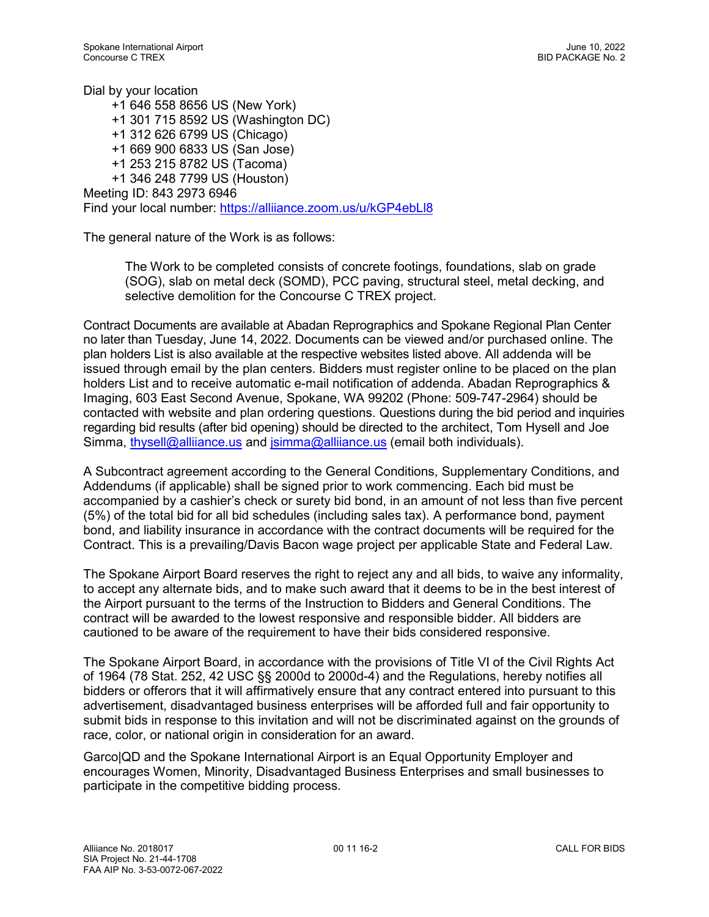Dial by your location

- +1 646 558 8656 US (New York)
- +1 301 715 8592 US (Washington DC)
- +1 312 626 6799 US (Chicago)
- +1 669 900 6833 US (San Jose)
- +1 253 215 8782 US (Tacoma)
- +1 346 248 7799 US (Houston)

Meeting ID: 843 2973 6946
Find your local number: [https://alliiance.zoom.us/u/kGP4ebLl8](https://alliiance.zoom.us/u/kGP4ebLl8)

The general nature of the Work is as follows:

> The Work to be completed consists of concrete footings, foundations, slab on grade (SOG), slab on metal deck (SOMD), PCC paving, structural steel, metal decking, and selective demolition for the Concourse C TREX project.

Contract Documents are available at Abadan Reprographics and Spokane Regional Plan Center no later than Tuesday, June 14, 2022. Documents can be viewed and/or purchased online. The plan holders List is also available at the respective websites listed above. All addenda will be issued through email by the plan centers. Bidders must register online to be placed on the plan holders List and to receive automatic e-mail notification of addenda. Abadan Reprographics & Imaging, 603 East Second Avenue, Spokane, WA 99202 (Phone: 509-747-2964) should be contacted with website and plan ordering questions. Questions during the bid period and inquiries regarding bid results (after bid opening) should be directed to the architect, Tom Hysell and Joe Simma, [thysell@alliiance.us](mailto:thysell@alliiance.us) and [jsimma@alliiance.us](mailto:jsimma@alliiance.us) (email both individuals).

A Subcontract agreement according to the General Conditions, Supplementary Conditions, and Addendums (if applicable) shall be signed prior to work commencing. Each bid must be accompanied by a cashier's check or surety bid bond, in an amount of not less than five percent (5%) of the total bid for all bid schedules (including sales tax). A performance bond, payment bond, and liability insurance in accordance with the contract documents will be required for the Contract. This is a prevailing/Davis Bacon wage project per applicable State and Federal Law.

The Spokane Airport Board reserves the right to reject any and all bids, to waive any informality, to accept any alternate bids, and to make such award that it deems to be in the best interest of the Airport pursuant to the terms of the Instruction to Bidders and General Conditions. The contract will be awarded to the lowest responsive and responsible bidder. All bidders are cautioned to be aware of the requirement to have their bids considered responsive.

The Spokane Airport Board, in accordance with the provisions of Title VI of the Civil Rights Act of 1964 (78 Stat. 252, 42 USC §§ 2000d to 2000d-4) and the Regulations, hereby notifies all bidders or offerors that it will affirmatively ensure that any contract entered into pursuant to this advertisement, disadvantaged business enterprises will be afforded full and fair opportunity to submit bids in response to this invitation and will not be discriminated against on the grounds of race, color, or national origin in consideration for an award.

Garco|QD and the Spokane International Airport is an Equal Opportunity Employer and encourages Women, Minority, Disadvantaged Business Enterprises and small businesses to participate in the competitive bidding process.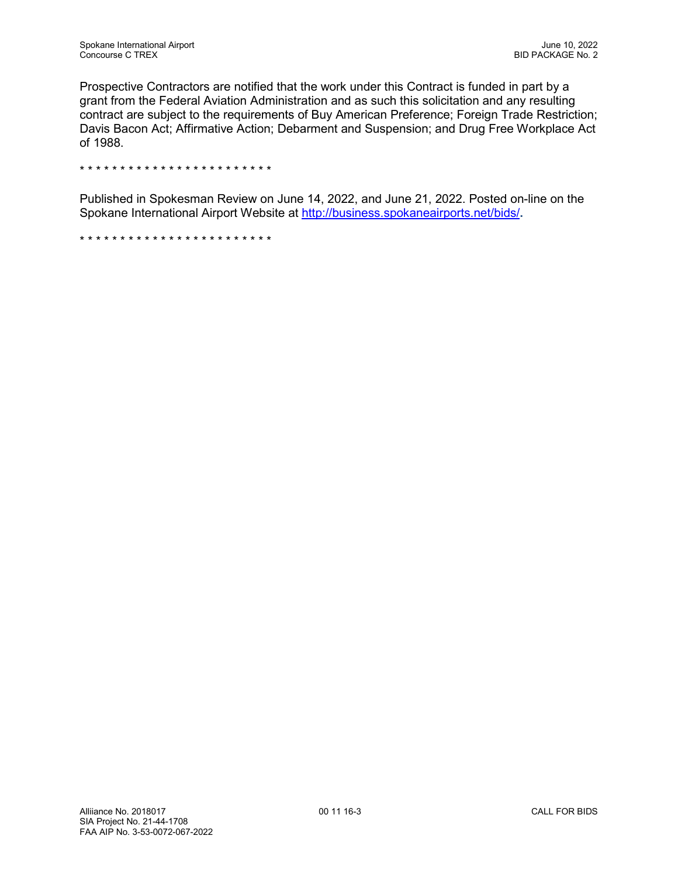Prospective Contractors are notified that the work under this Contract is funded in part by a grant from the Federal Aviation Administration and as such this solicitation and any resulting contract are subject to the requirements of Buy American Preference; Foreign Trade Restriction; Davis Bacon Act; Affirmative Action; Debarment and Suspension; and Drug Free Workplace Act of 1988.

* * * * * * * * * * * * * * * * * * * * * * * *

Published in Spokesman Review on June 14, 2022, and June 21, 2022. Posted on-line on the Spokane International Airport Website at [http://business.spokaneairports.net/bids/](http://business.spokaneairports.net/bids/).

* * * * * * * * * * * * * * * * * * * * * * * *